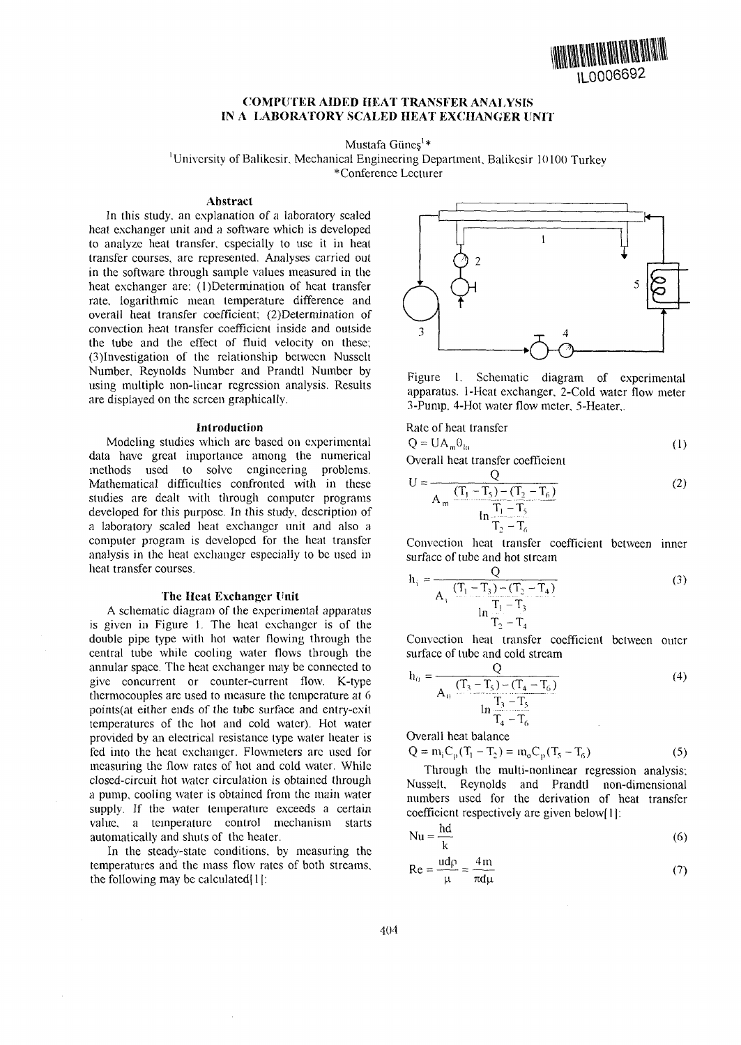IL0006692

# COMPUTER AIDED HEAT TRANSFER ANALYSIS IN A LABORATORY SCALED HEAT EXCHANGER UNIT

Mustafa Güneş[1]*

[1]University of Balikesir, Mechanical Engineering Department, Balikesir 10100 Turkey

*Conference Lecturer

## Abstract

In this study, an explanation of a laboratory scaled heat exchanger unit and a software which is developed to analyze heat transfer, especially to use it in heat transfer courses, are represented. Analyses carried out in the software through sample values measured in the heat exchanger are: (1)Determination of heat transfer rate, logarithmic mean temperature difference and overall heat transfer coefficient; (2)Determination of convection heat transfer coefficient inside and outside the tube and the effect of fluid velocity on these; (3)Investigation of the relationship between Nusselt Number, Reynolds Number and Prandtl Number by using multiple non-linear regression analysis. Results are displayed on the screen graphically.

## Introduction

Modeling studies which are based on experimental data have great importance among the numerical methods used to solve engineering problems. Mathematical difficulties confronted with in these studies are dealt with through computer programs developed for this purpose. In this study, description of a laboratory scaled heat exchanger unit and also a computer program is developed for the heat transfer analysis in the heat exchanger especially to be used in heat transfer courses.

## The Heat Exchanger Unit

A schematic diagram of the experimental apparatus is given in Figure 1. The heat exchanger is of the double pipe type with hot water flowing through the central tube while cooling water flows through the annular space. The heat exchanger may be connected to give concurrent or counter-current flow. K-type thermocouples are used to measure the temperature at 6 points(at either ends of the tube surface and entry-exit temperatures of the hot and cold water). Hot water provided by an electrical resistance type water heater is fed into the heat exchanger. Flowmeters are used for measuring the flow rates of hot and cold water. While closed-circuit hot water circulation is obtained through a pump, cooling water is obtained from the main water supply. If the water temperature exceeds a certain value, a temperature control mechanism starts automatically and shuts of the heater.

In the steady-state conditions, by measuring the temperatures and the mass flow rates of both streams, the following may be calculated[1]:

Figure 1. Schematic diagram of experimental apparatus. 1-Heat exchanger, 2-Cold water flow meter 3-Pump, 4-Hot water flow meter, 5-Heater,.

Rate of heat transfer

$$Q = UA_m\theta_{ln} \tag{1}$$

Overall heat transfer coefficient

$$U = \frac{Q}{A_m \dfrac{(T_1 - T_5) - (T_2 - T_6)}{\ln \dfrac{T_1 - T_5}{T_2 - T_6}}} \tag{2}$$

Convection heat transfer coefficient between inner surface of tube and hot stream

$$h_i = \frac{Q}{A_i \dfrac{(T_1 - T_3) - (T_2 - T_4)}{\ln \dfrac{T_1 - T_3}{T_2 - T_4}}} \tag{3}$$

Convection heat transfer coefficient between outer surface of tube and cold stream

$$h_o = \frac{Q}{A_o \dfrac{(T_3 - T_5) - (T_4 - T_6)}{\ln \dfrac{T_3 - T_5}{T_4 - T_6}}} \tag{4}$$

Overall heat balance

$$Q = m_i C_p (T_1 - T_2) = m_o C_p (T_5 - T_6) \tag{5}$$

Through the multi-nonlinear regression analysis; Nusselt, Reynolds and Prandtl non-dimensional numbers used for the derivation of heat transfer coefficient respectively are given below[1]:

$$Nu = \frac{hd}{k} \tag{6}$$

$$Re = \frac{ud\rho}{\mu} = \frac{4m}{\pi d\mu} \tag{7}$$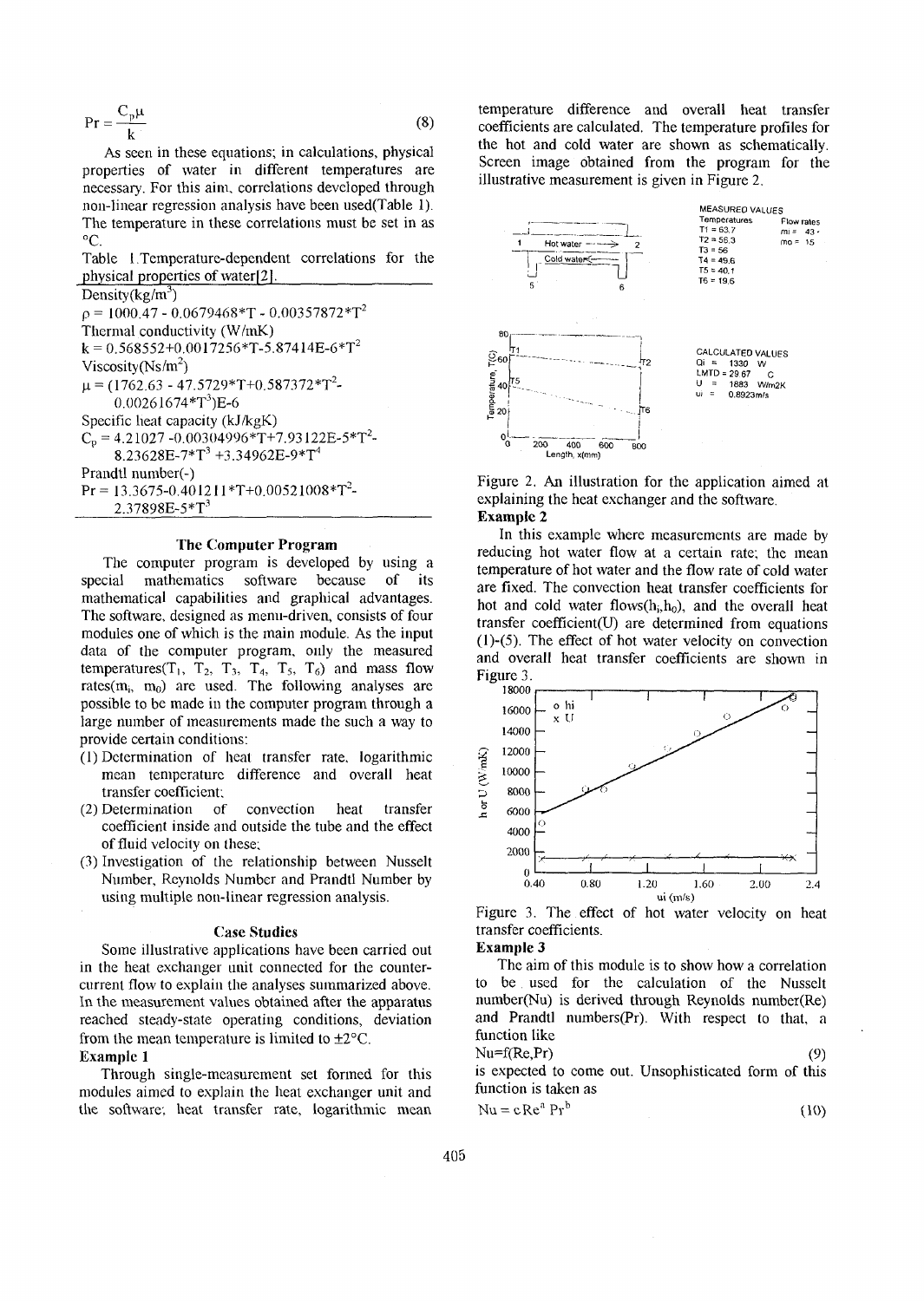$$\mathrm{Pr} = \frac{C_p \mu}{k} \tag{8}$$

As seen in these equations; in calculations, physical properties of water in different temperatures are necessary. For this aim, correlations developed through non-linear regression analysis have been used(Table 1). The temperature in these correlations must be set in as °C.

Table 1.Temperature-dependent correlations for the physical properties of water[2].

| |
|---|
| Density($kg/m^3$) |
| $\rho = 1000.47 - 0.0679468 {*} T - 0.00357872 {*} T^2$ |
| Thermal conductivity (W/mK) |
| $k = 0.568552 + 0.0017256 {*} T - 5.87414E{-}6 {*} T^2$ |
| Viscosity($Ns/m^2$) |
| $\mu = (1762.63 - 47.5729 {*} T + 0.587372 {*} T^2 - 0.00261674 {*} T^3)E{-}6$ |
| Specific heat capacity (kJ/kgK) |
| $C_p = 4.21027 - 0.00304996 {*} T + 7.93122E{-}5 {*} T^2 - 8.23628E{-}7 {*} T^3 + 3.34962E{-}9 {*} T^4$ |
| Prandtl number(-) |
| $\mathrm{Pr} = 13.3675 - 0.401211 {*} T + 0.00521008 {*} T^2 - 2.37898E{-}5 {*} T^3$ |

## The Computer Program

The computer program is developed by using a special mathematics software because of its mathematical capabilities and graphical advantages. The software, designed as menu-driven, consists of four modules one of which is the main module. As the input data of the computer program, only the measured temperatures($T_1$, $T_2$, $T_3$, $T_4$, $T_5$, $T_6$) and mass flow rates($m_i$, $m_0$) are used. The following analyses are possible to be made in the computer program through a large number of measurements made the such a way to provide certain conditions:

(1) Determination of heat transfer rate, logarithmic mean temperature difference and overall heat transfer coefficient;
(2) Determination of convection heat transfer coefficient inside and outside the tube and the effect of fluid velocity on these;
(3) Investigation of the relationship between Nusselt Number, Reynolds Number and Prandtl Number by using multiple non-linear regression analysis.

## Case Studies

Some illustrative applications have been carried out in the heat exchanger unit connected for the counter-current flow to explain the analyses summarized above. In the measurement values obtained after the apparatus reached steady-state operating conditions, deviation from the mean temperature is limited to ±2°C.

**Example 1**

Through single-measurement set formed for this modules aimed to explain the heat exchanger unit and the software; heat transfer rate, logarithmic mean temperature difference and overall heat transfer coefficients are calculated. The temperature profiles for the hot and cold water are shown as schematically. Screen image obtained from the program for the illustrative measurement is given in Figure 2.

MEASURED VALUES
Temperatures: T1 = 63.7, T2 = 56.3, T3 = 56, T4 = 49.6, T5 = 40.1, T6 = 19.6
Flow rates: mi = 43, mo = 15

CALCULATED VALUES
Qi = 1330 W
LMTD = 29.67 C
U = 1883 W/m2K
ui = 0.8923m/s

Figure 2. An illustration for the application aimed at explaining the heat exchanger and the software.

**Example 2**

In this example where measurements are made by reducing hot water flow at a certain rate; the mean temperature of hot water and the flow rate of cold water are fixed. The convection heat transfer coefficients for hot and cold water flows($h_i$,$h_0$), and the overall heat transfer coefficient(U) are determined from equations (1)-(5). The effect of hot water velocity on convection and overall heat transfer coefficients are shown in Figure 3.

Figure 3. The effect of hot water velocity on heat transfer coefficients.

**Example 3**

The aim of this module is to show how a correlation to be used for the calculation of the Nusselt number(Nu) is derived through Reynolds number(Re) and Prandtl numbers(Pr). With respect to that, a function like

$$\mathrm{Nu} = f(\mathrm{Re}, \mathrm{Pr}) \tag{9}$$

is expected to come out. Unsophisticated form of this function is taken as

$$\mathrm{Nu} = c\,\mathrm{Re}^a\,\mathrm{Pr}^b \tag{10}$$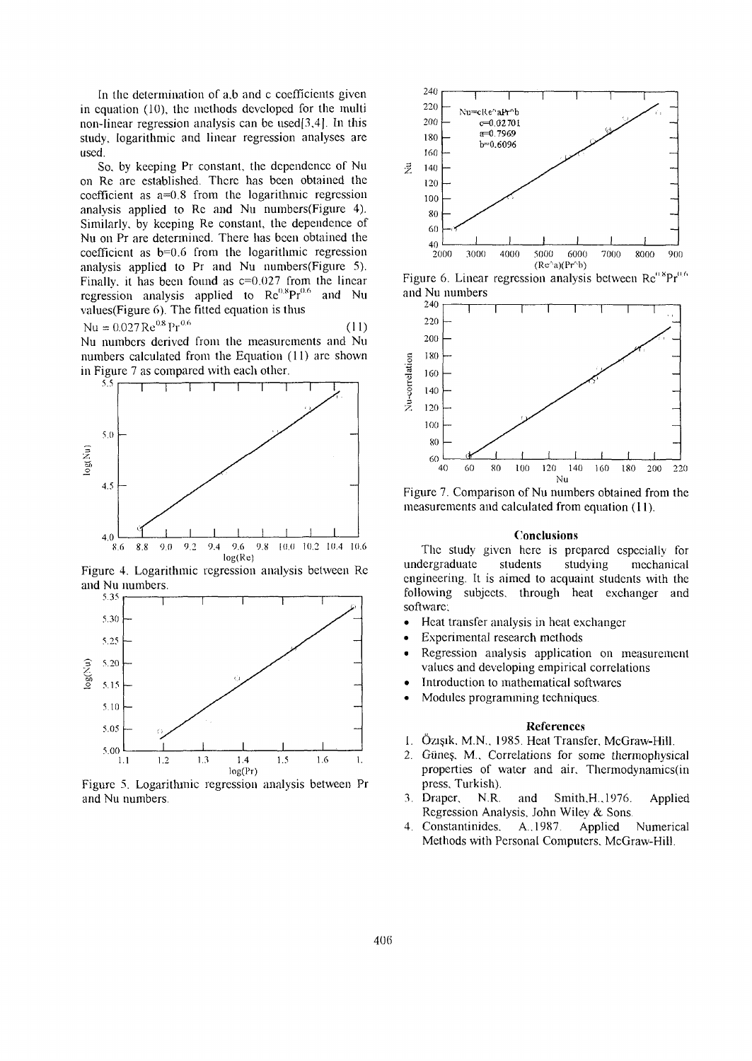In the determination of a,b and c coefficients given in equation (10), the methods developed for the multi non-linear regression analysis can be used[3,4]. In this study, logarithmic and linear regression analyses are used.

So, by keeping Pr constant, the dependence of Nu on Re are established. There has been obtained the coefficient as a=0.8 from the logarithmic regression analysis applied to Re and Nu numbers(Figure 4). Similarly, by keeping Re constant, the dependence of Nu on Pr are determined. There has been obtained the coefficient as b=0.6 from the logarithmic regression analysis applied to Pr and Nu numbers(Figure 5). Finally, it has been found as c=0.027 from the linear regression analysis applied to $Re^{0.8}Pr^{0.6}$ and Nu values(Figure 6). The fitted equation is thus

$$Nu = 0.027 Re^{0.8} Pr^{0.6} \tag{11}$$

Nu numbers derived from the measurements and Nu numbers calculated from the Equation (11) are shown in Figure 7 as compared with each other.

5.5
5.0
4.5
4.0
log(Nu)
8.6 8.8 9.0 9.2 9.4 9.6 9.8 10.0 10.2 10.4 10.6
log(Re)

Figure 4. Logarithmic regression analysis between Re and Nu numbers.

5.35
5.30
5.25
5.20
5.15
5.10
5.05
5.00
log(Nu)
1.1 1.2 1.3 1.4 1.5 1.6 1.
log(Pr)

Figure 5. Logarithmic regression analysis between Pr and Nu numbers.

Nu=cRe^aPr^b
c=0.02701
a=0.7969
b=0.6096
240
220
200
180
160
140
120
100
80
60
40
Nu
2000 3000 4000 5000 6000 7000 8000 900
(Re^a)(Pr^b)

Figure 6. Linear regression analysis between $Re^{0.8}Pr^{0.6}$ and Nu numbers

240
220
200
180
160
140
120
100
80
60
Nu-correlation
40 60 80 100 120 140 160 180 200 220
Nu

Figure 7. Comparison of Nu numbers obtained from the measurements and calculated from equation (11).

## Conclusions

The study given here is prepared especially for undergraduate students studying mechanical engineering. It is aimed to acquaint students with the following subjects, through heat exchanger and software;

- Heat transfer analysis in heat exchanger
- Experimental research methods
- Regression analysis application on measurement values and developing empirical correlations
- Introduction to mathematical softwares
- Modules programming techniques.

## References

1. Özışık, M.N., 1985. Heat Transfer, McGraw-Hill.
2. Güneş, M., Correlations for some thermophysical properties of water and air, Thermodynamics(in press, Turkish).
3. Draper, N.R. and Smith,H.,1976. Applied Regression Analysis, John Wiley & Sons.
4. Constantinides, A.,1987. Applied Numerical Methods with Personal Computers, McGraw-Hill.